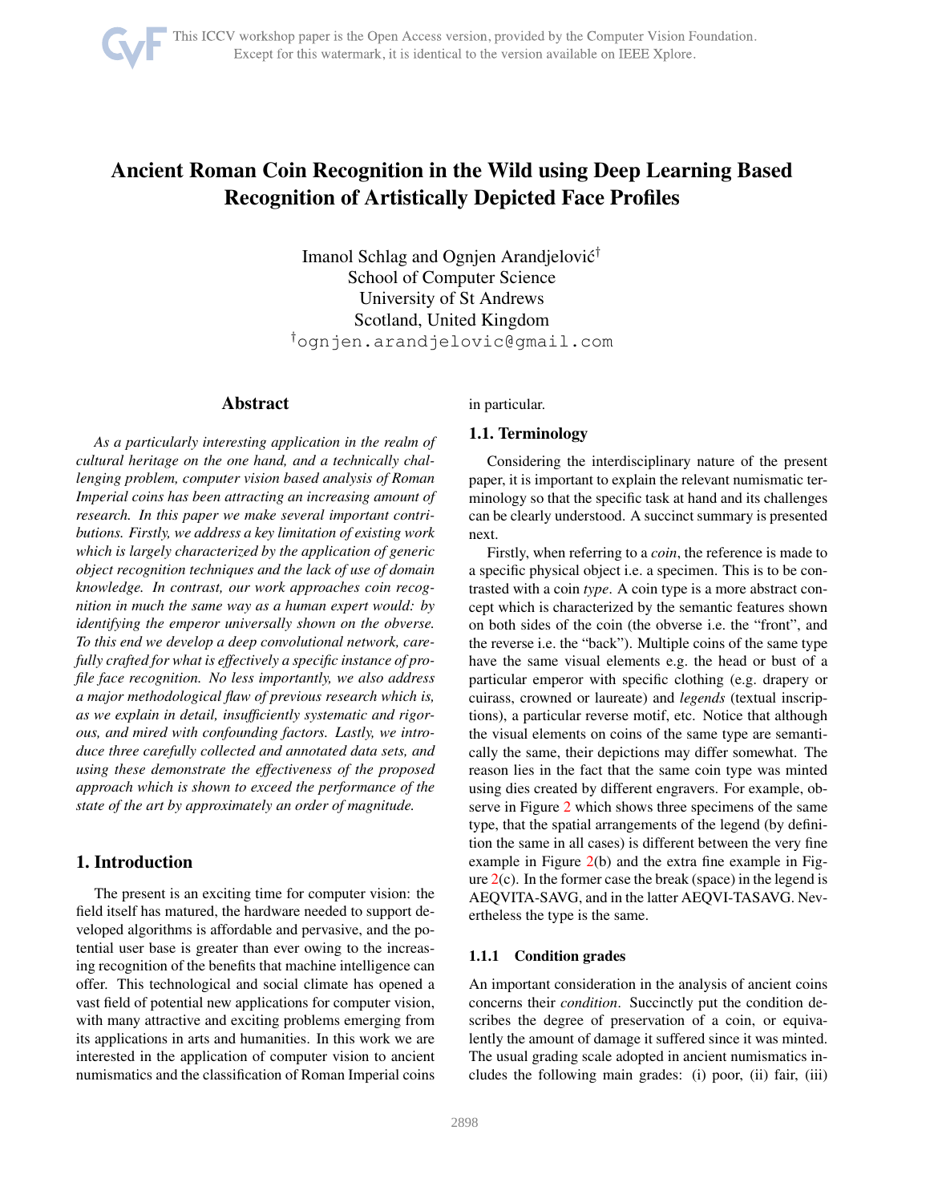# Ancient Roman Coin Recognition in the Wild using Deep Learning Based Recognition of Artistically Depicted Face Profiles

Imanol Schlag and Ognjen Arandjelović[†]
School of Computer Science
University of St Andrews
Scotland, United Kingdom
[†]ognjen.arandjelovic@gmail.com

## Abstract

*As a particularly interesting application in the realm of cultural heritage on the one hand, and a technically challenging problem, computer vision based analysis of Roman Imperial coins has been attracting an increasing amount of research. In this paper we make several important contributions. Firstly, we address a key limitation of existing work which is largely characterized by the application of generic object recognition techniques and the lack of use of domain knowledge. In contrast, our work approaches coin recognition in much the same way as a human expert would: by identifying the emperor universally shown on the obverse. To this end we develop a deep convolutional network, carefully crafted for what is effectively a specific instance of profile face recognition. No less importantly, we also address a major methodological flaw of previous research which is, as we explain in detail, insufficiently systematic and rigorous, and mired with confounding factors. Lastly, we introduce three carefully collected and annotated data sets, and using these demonstrate the effectiveness of the proposed approach which is shown to exceed the performance of the state of the art by approximately an order of magnitude.*

## 1. Introduction

The present is an exciting time for computer vision: the field itself has matured, the hardware needed to support developed algorithms is affordable and pervasive, and the potential user base is greater than ever owing to the increasing recognition of the benefits that machine intelligence can offer. This technological and social climate has opened a vast field of potential new applications for computer vision, with many attractive and exciting problems emerging from its applications in arts and humanities. In this work we are interested in the application of computer vision to ancient numismatics and the classification of Roman Imperial coins in particular.

### 1.1. Terminology

Considering the interdisciplinary nature of the present paper, it is important to explain the relevant numismatic terminology so that the specific task at hand and its challenges can be clearly understood. A succinct summary is presented next.

Firstly, when referring to a *coin*, the reference is made to a specific physical object i.e. a specimen. This is to be contrasted with a coin *type*. A coin type is a more abstract concept which is characterized by the semantic features shown on both sides of the coin (the obverse i.e. the "front", and the reverse i.e. the "back"). Multiple coins of the same type have the same visual elements e.g. the head or bust of a particular emperor with specific clothing (e.g. drapery or cuirass, crowned or laureate) and *legends* (textual inscriptions), a particular reverse motif, etc. Notice that although the visual elements on coins of the same type are semantically the same, their depictions may differ somewhat. The reason lies in the fact that the same coin type was minted using dies created by different engravers. For example, observe in Figure 2 which shows three specimens of the same type, that the spatial arrangements of the legend (by definition the same in all cases) is different between the very fine example in Figure 2(b) and the extra fine example in Figure 2(c). In the former case the break (space) in the legend is AEQVITA-SAVG, and in the latter AEQVI-TASAVG. Nevertheless the type is the same.

#### 1.1.1 Condition grades

An important consideration in the analysis of ancient coins concerns their *condition*. Succinctly put the condition describes the degree of preservation of a coin, or equivalently the amount of damage it suffered since it was minted. The usual grading scale adopted in ancient numismatics includes the following main grades: (i) poor, (ii) fair, (iii)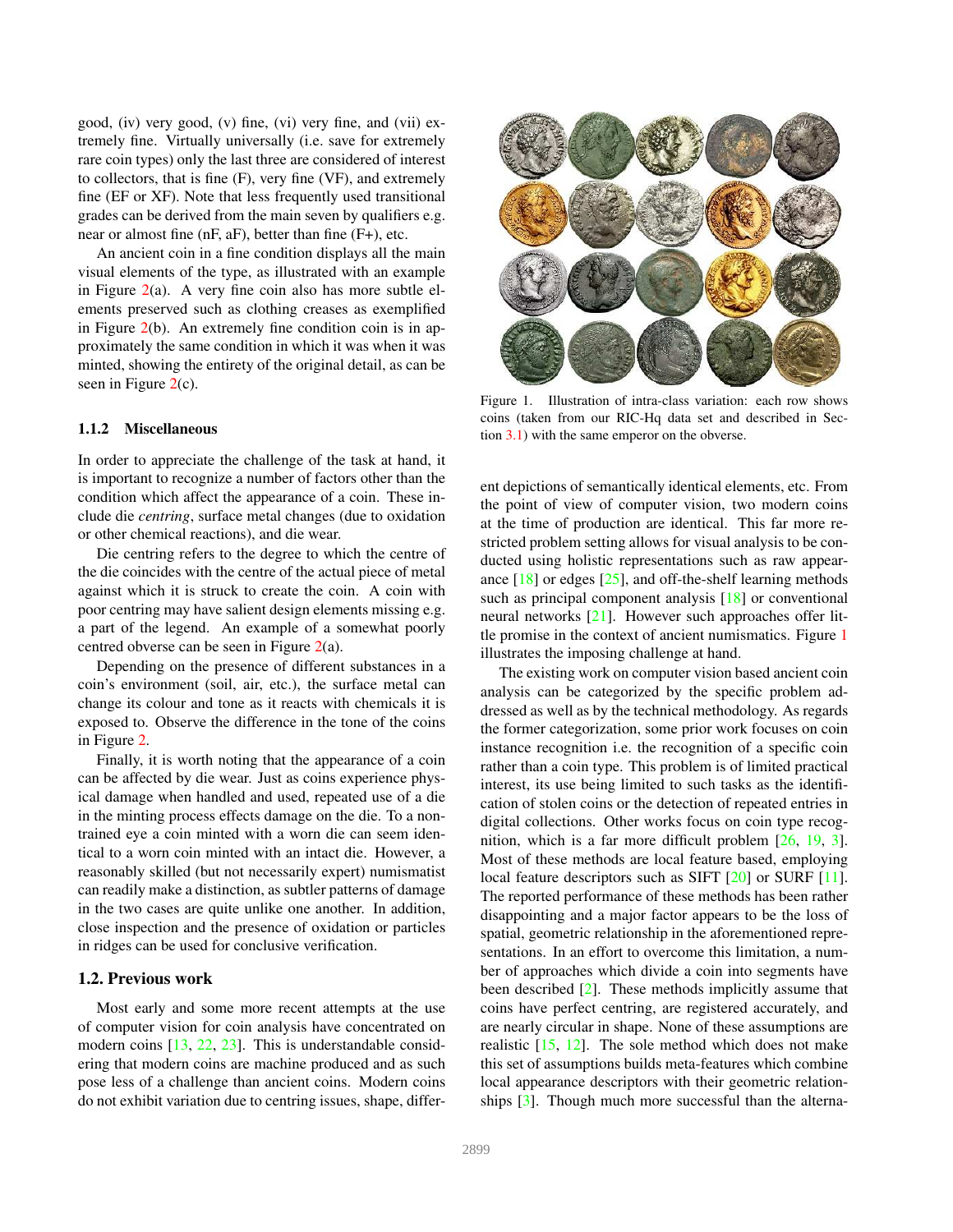good, (iv) very good, (v) fine, (vi) very fine, and (vii) extremely fine. Virtually universally (i.e. save for extremely rare coin types) only the last three are considered of interest to collectors, that is fine (F), very fine (VF), and extremely fine (EF or XF). Note that less frequently used transitional grades can be derived from the main seven by qualifiers e.g. near or almost fine (nF, aF), better than fine (F+), etc.

An ancient coin in a fine condition displays all the main visual elements of the type, as illustrated with an example in Figure 2(a). A very fine coin also has more subtle elements preserved such as clothing creases as exemplified in Figure 2(b). An extremely fine condition coin is in approximately the same condition in which it was when it was minted, showing the entirety of the original detail, as can be seen in Figure 2(c).

#### 1.1.2 Miscellaneous

In order to appreciate the challenge of the task at hand, it is important to recognize a number of factors other than the condition which affect the appearance of a coin. These include die *centring*, surface metal changes (due to oxidation or other chemical reactions), and die wear.

Die centring refers to the degree to which the centre of the die coincides with the centre of the actual piece of metal against which it is struck to create the coin. A coin with poor centring may have salient design elements missing e.g. a part of the legend. An example of a somewhat poorly centred obverse can be seen in Figure 2(a).

Depending on the presence of different substances in a coin's environment (soil, air, etc.), the surface metal can change its colour and tone as it reacts with chemicals it is exposed to. Observe the difference in the tone of the coins in Figure 2.

Finally, it is worth noting that the appearance of a coin can be affected by die wear. Just as coins experience physical damage when handled and used, repeated use of a die in the minting process effects damage on the die. To a non-trained eye a coin minted with a worn die can seem identical to a worn coin minted with an intact die. However, a reasonably skilled (but not necessarily expert) numismatist can readily make a distinction, as subtler patterns of damage in the two cases are quite unlike one another. In addition, close inspection and the presence of oxidation or particles in ridges can be used for conclusive verification.

### 1.2. Previous work

Most early and some more recent attempts at the use of computer vision for coin analysis have concentrated on modern coins [13, 22, 23]. This is understandable considering that modern coins are machine produced and as such pose less of a challenge than ancient coins. Modern coins do not exhibit variation due to centring issues, shape, different depictions of semantically identical elements, etc. From the point of view of computer vision, two modern coins at the time of production are identical. This far more restricted problem setting allows for visual analysis to be conducted using holistic representations such as raw appearance [18] or edges [25], and off-the-shelf learning methods such as principal component analysis [18] or conventional neural networks [21]. However such approaches offer little promise in the context of ancient numismatics. Figure 1 illustrates the imposing challenge at hand.

Figure 1. Illustration of intra-class variation: each row shows coins (taken from our RIC-Hq data set and described in Section 3.1) with the same emperor on the obverse.

The existing work on computer vision based ancient coin analysis can be categorized by the specific problem addressed as well as by the technical methodology. As regards the former categorization, some prior work focuses on coin instance recognition i.e. the recognition of a specific coin rather than a coin type. This problem is of limited practical interest, its use being limited to such tasks as the identification of stolen coins or the detection of repeated entries in digital collections. Other works focus on coin type recognition, which is a far more difficult problem [26, 19, 3]. Most of these methods are local feature based, employing local feature descriptors such as SIFT [20] or SURF [11]. The reported performance of these methods has been rather disappointing and a major factor appears to be the loss of spatial, geometric relationship in the aforementioned representations. In an effort to overcome this limitation, a number of approaches which divide a coin into segments have been described [2]. These methods implicitly assume that coins have perfect centring, are registered accurately, and are nearly circular in shape. None of these assumptions are realistic [15, 12]. The sole method which does not make this set of assumptions builds meta-features which combine local appearance descriptors with their geometric relationships [3]. Though much more successful than the alterna-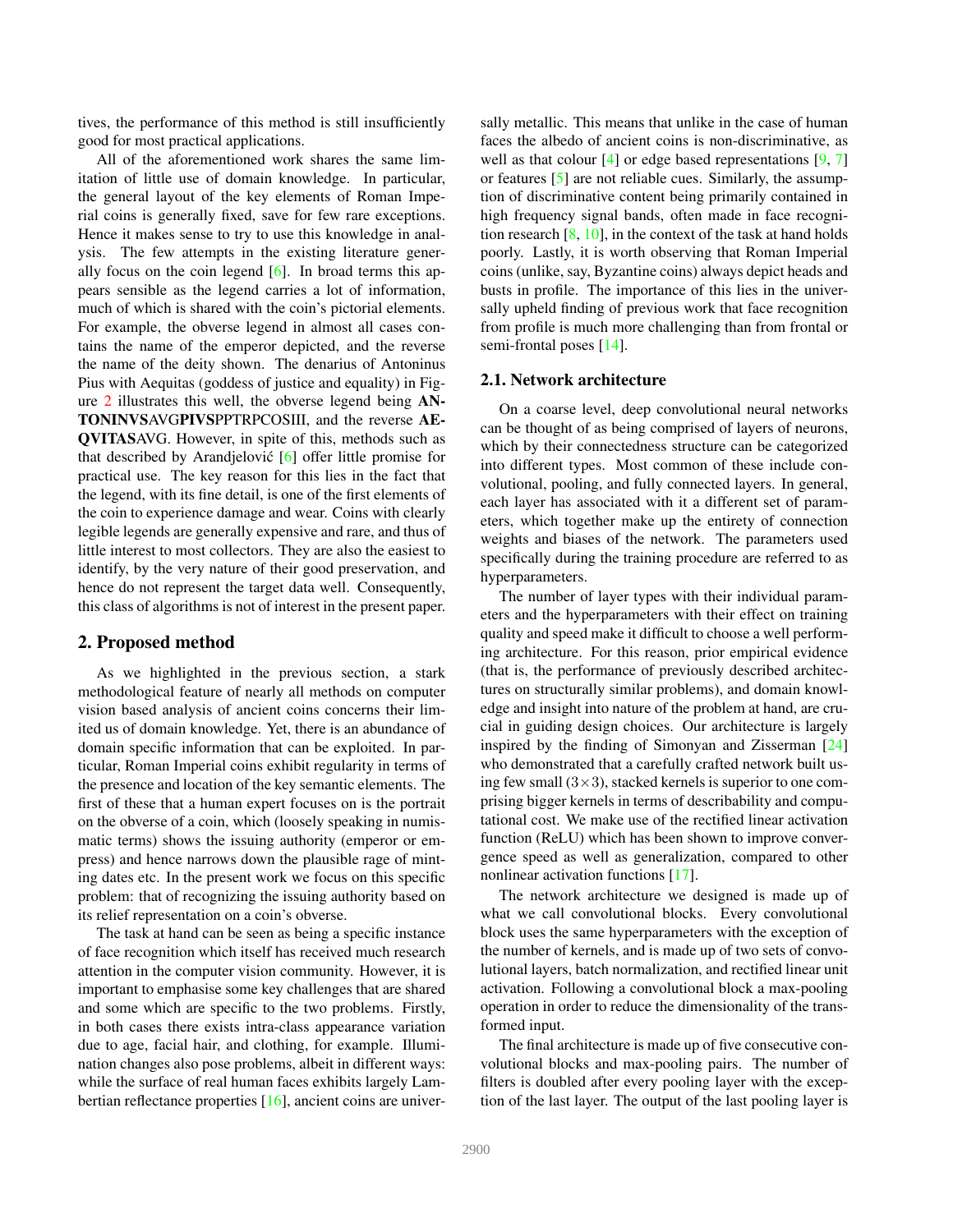tives, the performance of this method is still insufficiently good for most practical applications.

All of the aforementioned work shares the same limitation of little use of domain knowledge. In particular, the general layout of the key elements of Roman Imperial coins is generally fixed, save for few rare exceptions. Hence it makes sense to try to use this knowledge in analysis. The few attempts in the existing literature generally focus on the coin legend [6]. In broad terms this appears sensible as the legend carries a lot of information, much of which is shared with the coin's pictorial elements. For example, the obverse legend in almost all cases contains the name of the emperor depicted, and the reverse the name of the deity shown. The denarius of Antoninus Pius with Aequitas (goddess of justice and equality) in Figure 2 illustrates this well, the obverse legend being **ANTONINVS**AVG**PIVS**PPTRPCOSIII, and the reverse **AEQVITAS**AVG. However, in spite of this, methods such as that described by Arandjelović [6] offer little promise for practical use. The key reason for this lies in the fact that the legend, with its fine detail, is one of the first elements of the coin to experience damage and wear. Coins with clearly legible legends are generally expensive and rare, and thus of little interest to most collectors. They are also the easiest to identify, by the very nature of their good preservation, and hence do not represent the target data well. Consequently, this class of algorithms is not of interest in the present paper.

## 2. Proposed method

As we highlighted in the previous section, a stark methodological feature of nearly all methods on computer vision based analysis of ancient coins concerns their limited us of domain knowledge. Yet, there is an abundance of domain specific information that can be exploited. In particular, Roman Imperial coins exhibit regularity in terms of the presence and location of the key semantic elements. The first of these that a human expert focuses on is the portrait on the obverse of a coin, which (loosely speaking in numismatic terms) shows the issuing authority (emperor or empress) and hence narrows down the plausible rage of minting dates etc. In the present work we focus on this specific problem: that of recognizing the issuing authority based on its relief representation on a coin's obverse.

The task at hand can be seen as being a specific instance of face recognition which itself has received much research attention in the computer vision community. However, it is important to emphasise some key challenges that are shared and some which are specific to the two problems. Firstly, in both cases there exists intra-class appearance variation due to age, facial hair, and clothing, for example. Illumination changes also pose problems, albeit in different ways: while the surface of real human faces exhibits largely Lambertian reflectance properties [16], ancient coins are universally metallic. This means that unlike in the case of human faces the albedo of ancient coins is non-discriminative, as well as that colour [4] or edge based representations [9, 7] or features [5] are not reliable cues. Similarly, the assumption of discriminative content being primarily contained in high frequency signal bands, often made in face recognition research [8, 10], in the context of the task at hand holds poorly. Lastly, it is worth observing that Roman Imperial coins (unlike, say, Byzantine coins) always depict heads and busts in profile. The importance of this lies in the universally upheld finding of previous work that face recognition from profile is much more challenging than from frontal or semi-frontal poses [14].

### 2.1. Network architecture

On a coarse level, deep convolutional neural networks can be thought of as being comprised of layers of neurons, which by their connectedness structure can be categorized into different types. Most common of these include convolutional, pooling, and fully connected layers. In general, each layer has associated with it a different set of parameters, which together make up the entirety of connection weights and biases of the network. The parameters used specifically during the training procedure are referred to as hyperparameters.

The number of layer types with their individual parameters and the hyperparameters with their effect on training quality and speed make it difficult to choose a well performing architecture. For this reason, prior empirical evidence (that is, the performance of previously described architectures on structurally similar problems), and domain knowledge and insight into nature of the problem at hand, are crucial in guiding design choices. Our architecture is largely inspired by the finding of Simonyan and Zisserman [24] who demonstrated that a carefully crafted network built using few small $(3 \times 3)$, stacked kernels is superior to one comprising bigger kernels in terms of describability and computational cost. We make use of the rectified linear activation function (ReLU) which has been shown to improve convergence speed as well as generalization, compared to other nonlinear activation functions [17].

The network architecture we designed is made up of what we call convolutional blocks. Every convolutional block uses the same hyperparameters with the exception of the number of kernels, and is made up of two sets of convolutional layers, batch normalization, and rectified linear unit activation. Following a convolutional block a max-pooling operation in order to reduce the dimensionality of the transformed input.

The final architecture is made up of five consecutive convolutional blocks and max-pooling pairs. The number of filters is doubled after every pooling layer with the exception of the last layer. The output of the last pooling layer is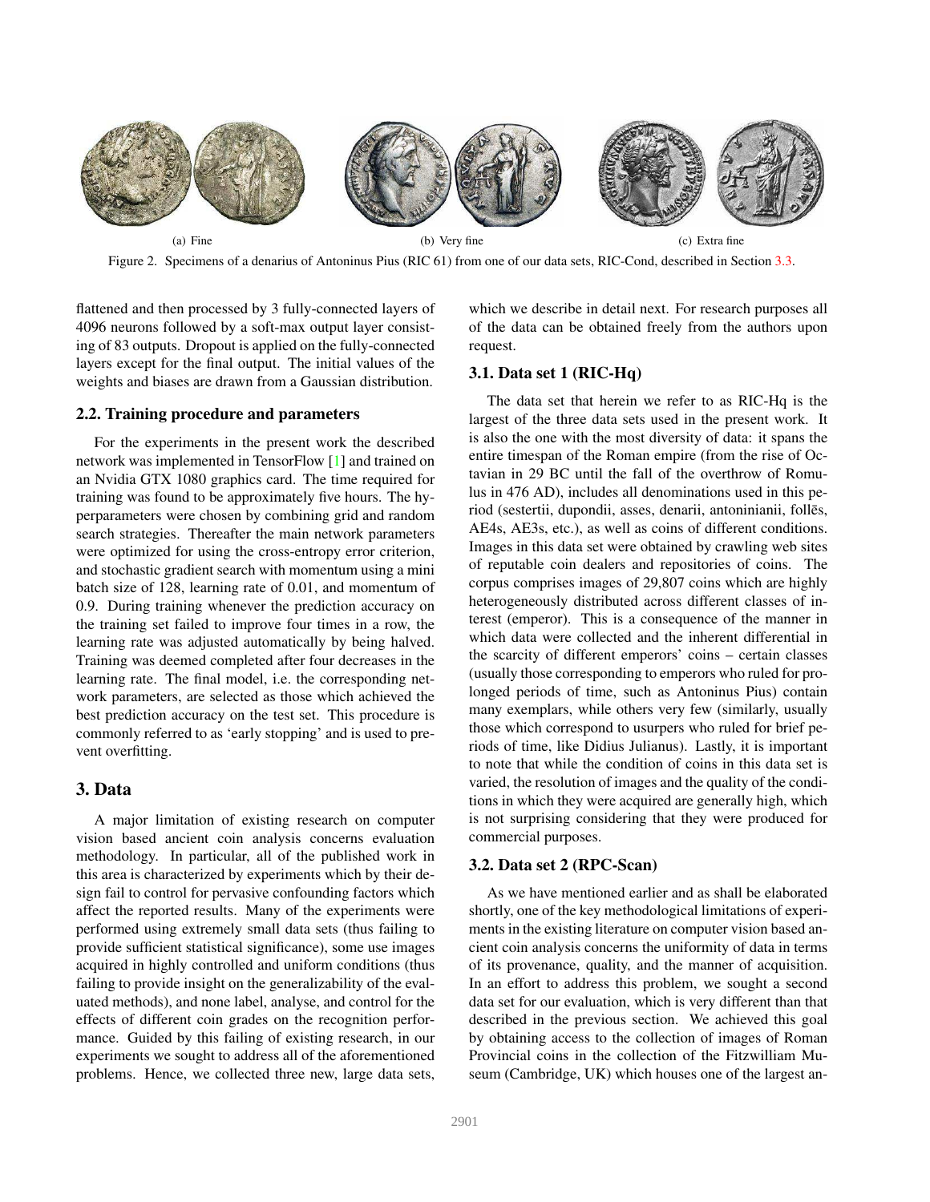(a) Fine (b) Very fine (c) Extra fine

Figure 2. Specimens of a denarius of Antoninus Pius (RIC 61) from one of our data sets, RIC-Cond, described in Section 3.3.

flattened and then processed by 3 fully-connected layers of 4096 neurons followed by a soft-max output layer consisting of 83 outputs. Dropout is applied on the fully-connected layers except for the final output. The initial values of the weights and biases are drawn from a Gaussian distribution.

### 2.2. Training procedure and parameters

For the experiments in the present work the described network was implemented in TensorFlow [1] and trained on an Nvidia GTX 1080 graphics card. The time required for training was found to be approximately five hours. The hyperparameters were chosen by combining grid and random search strategies. Thereafter the main network parameters were optimized for using the cross-entropy error criterion, and stochastic gradient search with momentum using a mini batch size of 128, learning rate of 0.01, and momentum of 0.9. During training whenever the prediction accuracy on the training set failed to improve four times in a row, the learning rate was adjusted automatically by being halved. Training was deemed completed after four decreases in the learning rate. The final model, i.e. the corresponding network parameters, are selected as those which achieved the best prediction accuracy on the test set. This procedure is commonly referred to as 'early stopping' and is used to prevent overfitting.

## 3. Data

A major limitation of existing research on computer vision based ancient coin analysis concerns evaluation methodology. In particular, all of the published work in this area is characterized by experiments which by their design fail to control for pervasive confounding factors which affect the reported results. Many of the experiments were performed using extremely small data sets (thus failing to provide sufficient statistical significance), some use images acquired in highly controlled and uniform conditions (thus failing to provide insight on the generalizability of the evaluated methods), and none label, analyse, and control for the effects of different coin grades on the recognition performance. Guided by this failing of existing research, in our experiments we sought to address all of the aforementioned problems. Hence, we collected three new, large data sets, which we describe in detail next. For research purposes all of the data can be obtained freely from the authors upon request.

### 3.1. Data set 1 (RIC-Hq)

The data set that herein we refer to as RIC-Hq is the largest of the three data sets used in the present work. It is also the one with the most diversity of data: it spans the entire timespan of the Roman empire (from the rise of Octavian in 29 BC until the fall of the overthrow of Romulus in 476 AD), includes all denominations used in this period (sestertii, dupondii, asses, denarii, antoniniani, follēs, AE4s, AE3s, etc.), as well as coins of different conditions. Images in this data set were obtained by crawling web sites of reputable coin dealers and repositories of coins. The corpus comprises images of 29,807 coins which are highly heterogeneously distributed across different classes of interest (emperor). This is a consequence of the manner in which data were collected and the inherent differential in the scarcity of different emperors' coins – certain classes (usually those corresponding to emperors who ruled for prolonged periods of time, such as Antoninus Pius) contain many exemplars, while others very few (similarly, usually those which correspond to usurpers who ruled for brief periods of time, like Didius Julianus). Lastly, it is important to note that while the condition of coins in this data set is varied, the resolution of images and the quality of the conditions in which they were acquired are generally high, which is not surprising considering that they were produced for commercial purposes.

### 3.2. Data set 2 (RPC-Scan)

As we have mentioned earlier and as shall be elaborated shortly, one of the key methodological limitations of experiments in the existing literature on computer vision based ancient coin analysis concerns the uniformity of data in terms of its provenance, quality, and the manner of acquisition. In an effort to address this problem, we sought a second data set for our evaluation, which is very different than that described in the previous section. We achieved this goal by obtaining access to the collection of images of Roman Provincial coins in the collection of the Fitzwilliam Museum (Cambridge, UK) which houses one of the largest an-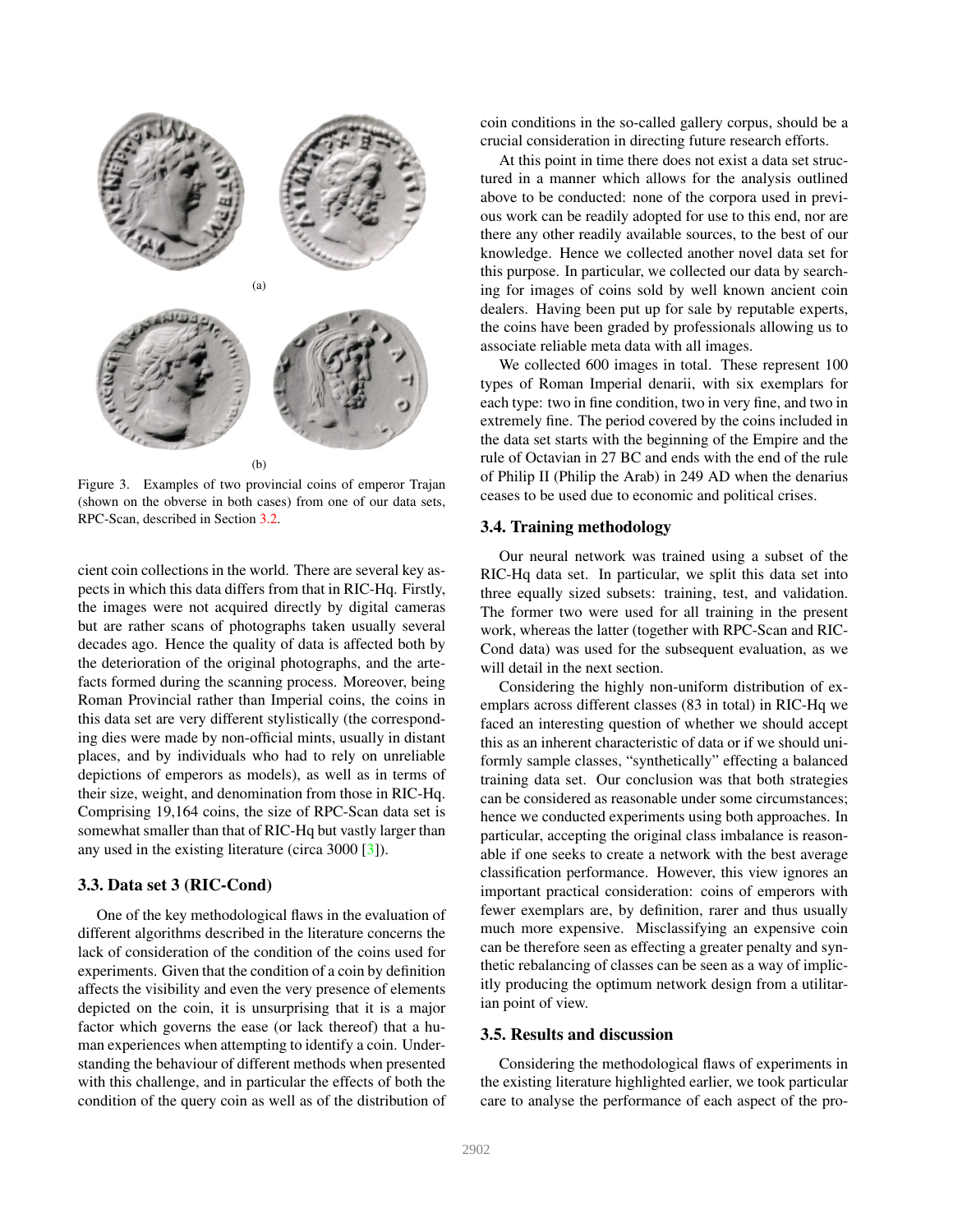(a)

(b)

Figure 3. Examples of two provincial coins of emperor Trajan (shown on the obverse in both cases) from one of our data sets, RPC-Scan, described in Section 3.2.

cient coin collections in the world. There are several key aspects in which this data differs from that in RIC-Hq. Firstly, the images were not acquired directly by digital cameras but are rather scans of photographs taken usually several decades ago. Hence the quality of data is affected both by the deterioration of the original photographs, and the artefacts formed during the scanning process. Moreover, being Roman Provincial rather than Imperial coins, the coins in this data set are very different stylistically (the corresponding dies were made by non-official mints, usually in distant places, and by individuals who had to rely on unreliable depictions of emperors as models), as well as in terms of their size, weight, and denomination from those in RIC-Hq. Comprising 19,164 coins, the size of RPC-Scan data set is somewhat smaller than that of RIC-Hq but vastly larger than any used in the existing literature (circa 3000 [3]).

### 3.3. Data set 3 (RIC-Cond)

One of the key methodological flaws in the evaluation of different algorithms described in the literature concerns the lack of consideration of the condition of the coins used for experiments. Given that the condition of a coin by definition affects the visibility and even the very presence of elements depicted on the coin, it is unsurprising that it is a major factor which governs the ease (or lack thereof) that a human experiences when attempting to identify a coin. Understanding the behaviour of different methods when presented with this challenge, and in particular the effects of both the condition of the query coin as well as of the distribution of coin conditions in the so-called gallery corpus, should be a crucial consideration in directing future research efforts.

At this point in time there does not exist a data set structured in a manner which allows for the analysis outlined above to be conducted: none of the corpora used in previous work can be readily adopted for use to this end, nor are there any other readily available sources, to the best of our knowledge. Hence we collected another novel data set for this purpose. In particular, we collected our data by searching for images of coins sold by well known ancient coin dealers. Having been put up for sale by reputable experts, the coins have been graded by professionals allowing us to associate reliable meta data with all images.

We collected 600 images in total. These represent 100 types of Roman Imperial denarii, with six exemplars for each type: two in fine condition, two in very fine, and two in extremely fine. The period covered by the coins included in the data set starts with the beginning of the Empire and the rule of Octavian in 27 BC and ends with the end of the rule of Philip II (Philip the Arab) in 249 AD when the denarius ceases to be used due to economic and political crises.

### 3.4. Training methodology

Our neural network was trained using a subset of the RIC-Hq data set. In particular, we split this data set into three equally sized subsets: training, test, and validation. The former two were used for all training in the present work, whereas the latter (together with RPC-Scan and RIC-Cond data) was used for the subsequent evaluation, as we will detail in the next section.

Considering the highly non-uniform distribution of exemplars across different classes (83 in total) in RIC-Hq we faced an interesting question of whether we should accept this as an inherent characteristic of data or if we should uniformly sample classes, "synthetically" effecting a balanced training data set. Our conclusion was that both strategies can be considered as reasonable under some circumstances; hence we conducted experiments using both approaches. In particular, accepting the original class imbalance is reasonable if one seeks to create a network with the best average classification performance. However, this view ignores an important practical consideration: coins of emperors with fewer exemplars are, by definition, rarer and thus usually much more expensive. Misclassifying an expensive coin can be therefore seen as effecting a greater penalty and synthetic rebalancing of classes can be seen as a way of implicitly producing the optimum network design from a utilitarian point of view.

### 3.5. Results and discussion

Considering the methodological flaws of experiments in the existing literature highlighted earlier, we took particular care to analyse the performance of each aspect of the pro-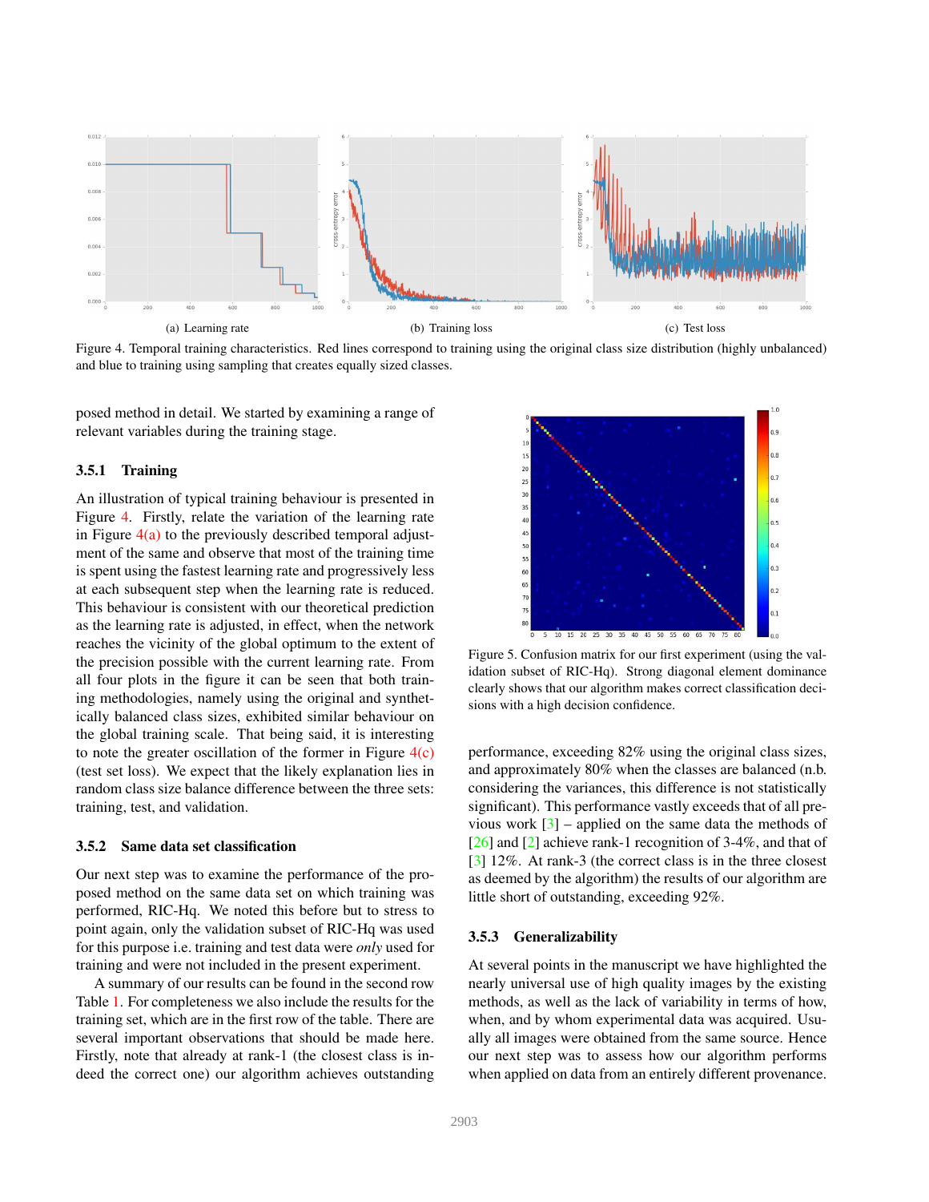Figure 4. Temporal training characteristics. Red lines correspond to training using the original class size distribution (highly unbalanced) and blue to training using sampling that creates equally sized classes.

posed method in detail. We started by examining a range of relevant variables during the training stage.

#### 3.5.1 Training

An illustration of typical training behaviour is presented in Figure 4. Firstly, relate the variation of the learning rate in Figure 4(a) to the previously described temporal adjustment of the same and observe that most of the training time is spent using the fastest learning rate and progressively less at each subsequent step when the learning rate is reduced. This behaviour is consistent with our theoretical prediction as the learning rate is adjusted, in effect, when the network reaches the vicinity of the global optimum to the extent of the precision possible with the current learning rate. From all four plots in the figure it can be seen that both training methodologies, namely using the original and synthetically balanced class sizes, exhibited similar behaviour on the global training scale. That being said, it is interesting to note the greater oscillation of the former in Figure 4(c) (test set loss). We expect that the likely explanation lies in random class size balance difference between the three sets: training, test, and validation.

#### 3.5.2 Same data set classification

Our next step was to examine the performance of the proposed method on the same data set on which training was performed, RIC-Hq. We noted this before but to stress to point again, only the validation subset of RIC-Hq was used for this purpose i.e. training and test data were *only* used for training and were not included in the present experiment.

A summary of our results can be found in the second row Table 1. For completeness we also include the results for the training set, which are in the first row of the table. There are several important observations that should be made here. Firstly, note that already at rank-1 (the closest class is indeed the correct one) our algorithm achieves outstanding performance, exceeding 82% using the original class sizes, and approximately 80% when the classes are balanced (n.b. considering the variances, this difference is not statistically significant). This performance vastly exceeds that of all previous work [3] – applied on the same data the methods of [26] and [2] achieve rank-1 recognition of 3-4%, and that of [3] 12%. At rank-3 (the correct class is in the three closest as deemed by the algorithm) the results of our algorithm are little short of outstanding, exceeding 92%.

Figure 5. Confusion matrix for our first experiment (using the validation subset of RIC-Hq). Strong diagonal element dominance clearly shows that our algorithm makes correct classification decisions with a high decision confidence.

#### 3.5.3 Generalizability

At several points in the manuscript we have highlighted the nearly universal use of high quality images by the existing methods, as well as the lack of variability in terms of how, when, and by whom experimental data was acquired. Usually all images were obtained from the same source. Hence our next step was to assess how our algorithm performs when applied on data from an entirely different provenance.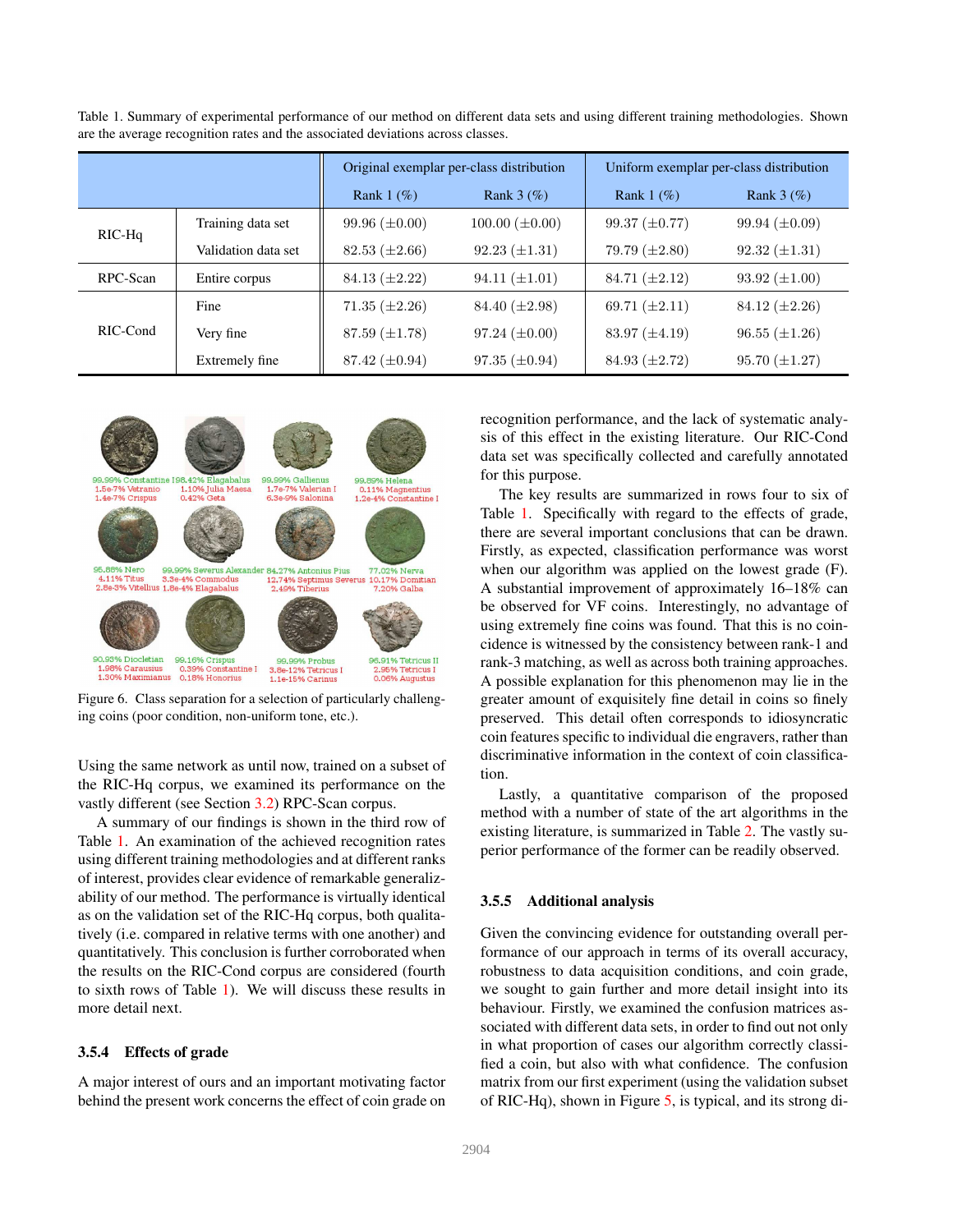Table 1. Summary of experimental performance of our method on different data sets and using different training methodologies. Shown are the average recognition rates and the associated deviations across classes.

| | | Original exemplar per-class distribution | | Uniform exemplar per-class distribution | |
|---|---|---|---|---|---|
| | | Rank 1 (%) | Rank 3 (%) | Rank 1 (%) | Rank 3 (%) |
| RIC-Hq | Training data set | 99.96 (±0.00) | 100.00 (±0.00) | 99.37 (±0.77) | 99.94 (±0.09) |
| | Validation data set | 82.53 (±2.66) | 92.23 (±1.31) | 79.79 (±2.80) | 92.32 (±1.31) |
| RPC-Scan | Entire corpus | 84.13 (±2.22) | 94.11 (±1.01) | 84.71 (±2.12) | 93.92 (±1.00) |
| RIC-Cond | Fine | 71.35 (±2.26) | 84.40 (±2.98) | 69.71 (±2.11) | 84.12 (±2.26) |
| | Very fine | 87.59 (±1.78) | 97.24 (±0.00) | 83.97 (±4.19) | 96.55 (±1.26) |
| | Extremely fine | 87.42 (±0.94) | 97.35 (±0.94) | 84.93 (±2.72) | 95.70 (±1.27) |

Figure 6. Class separation for a selection of particularly challenging coins (poor condition, non-uniform tone, etc.).

Using the same network as until now, trained on a subset of the RIC-Hq corpus, we examined its performance on the vastly different (see Section 3.2) RPC-Scan corpus.

A summary of our findings is shown in the third row of Table 1. An examination of the achieved recognition rates using different training methodologies and at different ranks of interest, provides clear evidence of remarkable generalizability of our method. The performance is virtually identical as on the validation set of the RIC-Hq corpus, both qualitatively (i.e. compared in relative terms with one another) and quantitatively. This conclusion is further corroborated when the results on the RIC-Cond corpus are considered (fourth to sixth rows of Table 1). We will discuss these results in more detail next.

#### 3.5.4 Effects of grade

A major interest of ours and an important motivating factor behind the present work concerns the effect of coin grade on recognition performance, and the lack of systematic analysis of this effect in the existing literature. Our RIC-Cond data set was specifically collected and carefully annotated for this purpose.

The key results are summarized in rows four to six of Table 1. Specifically with regard to the effects of grade, there are several important conclusions that can be drawn. Firstly, as expected, classification performance was worst when our algorithm was applied on the lowest grade (F). A substantial improvement of approximately 16–18% can be observed for VF coins. Interestingly, no advantage of using extremely fine coins was found. That this is no coincidence is witnessed by the consistency between rank-1 and rank-3 matching, as well as across both training approaches. A possible explanation for this phenomenon may lie in the greater amount of exquisitely fine detail in coins so finely preserved. This detail often corresponds to idiosyncratic coin features specific to individual die engravers, rather than discriminative information in the context of coin classification.

Lastly, a quantitative comparison of the proposed method with a number of state of the art algorithms in the existing literature, is summarized in Table 2. The vastly superior performance of the former can be readily observed.

#### 3.5.5 Additional analysis

Given the convincing evidence for outstanding overall performance of our approach in terms of its overall accuracy, robustness to data acquisition conditions, and coin grade, we sought to gain further and more detail insight into its behaviour. Firstly, we examined the confusion matrices associated with different data sets, in order to find out not only in what proportion of cases our algorithm correctly classified a coin, but also with what confidence. The confusion matrix from our first experiment (using the validation subset of RIC-Hq), shown in Figure 5, is typical, and its strong di-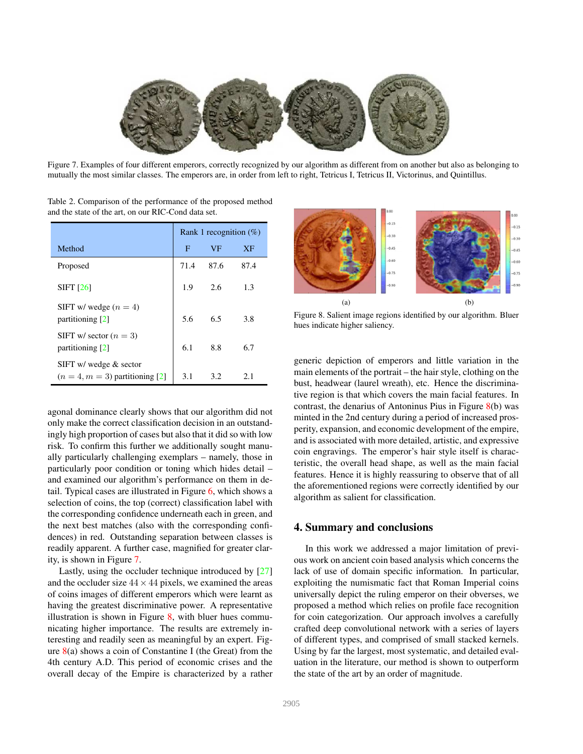Figure 7. Examples of four different emperors, correctly recognized by our algorithm as different from on another but also as belonging to mutually the most similar classes. The emperors are, in order from left to right, Tetricus I, Tetricus II, Victorinus, and Quintillus.

Table 2. Comparison of the performance of the proposed method and the state of the art, on our RIC-Cond data set.

| Method | Rank 1 recognition (%) | | |
|---|---|---|---|
| | F | VF | XF |
| Proposed | 71.4 | 87.6 | 87.4 |
| SIFT [26] | 1.9 | 2.6 | 1.3 |
| SIFT w/ wedge ($n = 4$) partitioning [2] | 5.6 | 6.5 | 3.8 |
| SIFT w/ sector ($n = 3$) partitioning [2] | 6.1 | 8.8 | 6.7 |
| SIFT w/ wedge & sector ($n = 4, m = 3$) partitioning [2] | 3.1 | 3.2 | 2.1 |

agonal dominance clearly shows that our algorithm did not only make the correct classification decision in an outstandingly high proportion of cases but also that it did so with low risk. To confirm this further we additionally sought manually particularly challenging exemplars – namely, those in particularly poor condition or toning which hides detail – and examined our algorithm's performance on them in detail. Typical cases are illustrated in Figure 6, which shows a selection of coins, the top (correct) classification label with the corresponding confidence underneath each in green, and the next best matches (also with the corresponding confidences) in red. Outstanding separation between classes is readily apparent. A further case, magnified for greater clarity, is shown in Figure 7.

Lastly, using the occluder technique introduced by [27] and the occluder size $44 \times 44$ pixels, we examined the areas of coins images of different emperors which were learnt as having the greatest discriminative power. A representative illustration is shown in Figure 8, with bluer hues communicating higher importance. The results are extremely interesting and readily seen as meaningful by an expert. Figure 8(a) shows a coin of Constantine I (the Great) from the 4th century A.D. This period of economic crises and the overall decay of the Empire is characterized by a rather generic depiction of emperors and little variation in the main elements of the portrait – the hair style, clothing on the bust, headwear (laurel wreath), etc. Hence the discriminative region is that which covers the main facial features. In contrast, the denarius of Antoninus Pius in Figure 8(b) was minted in the 2nd century during a period of increased prosperity, expansion, and economic development of the empire, and is associated with more detailed, artistic, and expressive coin engravings. The emperor's hair style itself is characteristic, the overall head shape, as well as the main facial features. Hence it is highly reassuring to observe that of all the aforementioned regions were correctly identified by our algorithm as salient for classification.

Figure 8. Salient image regions identified by our algorithm. Bluer hues indicate higher saliency.

## 4. Summary and conclusions

In this work we addressed a major limitation of previous work on ancient coin based analysis which concerns the lack of use of domain specific information. In particular, exploiting the numismatic fact that Roman Imperial coins universally depict the ruling emperor on their obverses, we proposed a method which relies on profile face recognition for coin categorization. Our approach involves a carefully crafted deep convolutional network with a series of layers of different types, and comprised of small stacked kernels. Using by far the largest, most systematic, and detailed evaluation in the literature, our method is shown to outperform the state of the art by an order of magnitude.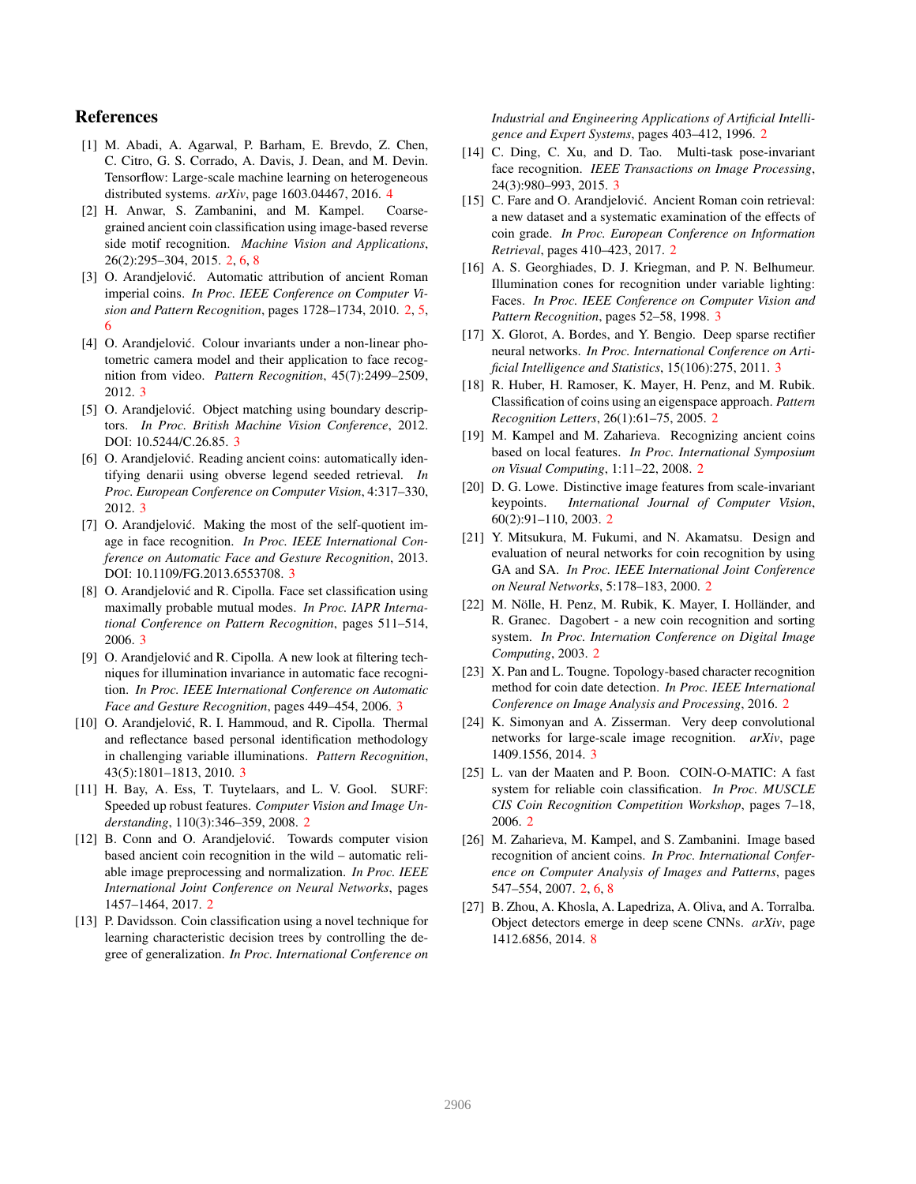## References

[1] M. Abadi, A. Agarwal, P. Barham, E. Brevdo, Z. Chen, C. Citro, G. S. Corrado, A. Davis, J. Dean, and M. Devin. Tensorflow: Large-scale machine learning on heterogeneous distributed systems. *arXiv*, page 1603.04467, 2016. 4

[2] H. Anwar, S. Zambanini, and M. Kampel. Coarse-grained ancient coin classification using image-based reverse side motif recognition. *Machine Vision and Applications*, 26(2):295–304, 2015. 2, 6, 8

[3] O. Arandjelović. Automatic attribution of ancient Roman imperial coins. *In Proc. IEEE Conference on Computer Vision and Pattern Recognition*, pages 1728–1734, 2010. 2, 5, 6

[4] O. Arandjelović. Colour invariants under a non-linear photometric camera model and their application to face recognition from video. *Pattern Recognition*, 45(7):2499–2509, 2012. 3

[5] O. Arandjelović. Object matching using boundary descriptors. *In Proc. British Machine Vision Conference*, 2012. DOI: 10.5244/C.26.85. 3

[6] O. Arandjelović. Reading ancient coins: automatically identifying denarii using obverse legend seeded retrieval. *In Proc. European Conference on Computer Vision*, 4:317–330, 2012. 3

[7] O. Arandjelović. Making the most of the self-quotient image in face recognition. *In Proc. IEEE International Conference on Automatic Face and Gesture Recognition*, 2013. DOI: 10.1109/FG.2013.6553708. 3

[8] O. Arandjelović and R. Cipolla. Face set classification using maximally probable mutual modes. *In Proc. IAPR International Conference on Pattern Recognition*, pages 511–514, 2006. 3

[9] O. Arandjelović and R. Cipolla. A new look at filtering techniques for illumination invariance in automatic face recognition. *In Proc. IEEE International Conference on Automatic Face and Gesture Recognition*, pages 449–454, 2006. 3

[10] O. Arandjelović, R. I. Hammoud, and R. Cipolla. Thermal and reflectance based personal identification methodology in challenging variable illuminations. *Pattern Recognition*, 43(5):1801–1813, 2010. 3

[11] H. Bay, A. Ess, T. Tuytelaars, and L. V. Gool. SURF: Speeded up robust features. *Computer Vision and Image Understanding*, 110(3):346–359, 2008. 2

[12] B. Conn and O. Arandjelović. Towards computer vision based ancient coin recognition in the wild – automatic reliable image preprocessing and normalization. *In Proc. IEEE International Joint Conference on Neural Networks*, pages 1457–1464, 2017. 2

[13] P. Davidsson. Coin classification using a novel technique for learning characteristic decision trees by controlling the degree of generalization. *In Proc. International Conference on Industrial and Engineering Applications of Artificial Intelligence and Expert Systems*, pages 403–412, 1996. 2

[14] C. Ding, C. Xu, and D. Tao. Multi-task pose-invariant face recognition. *IEEE Transactions on Image Processing*, 24(3):980–993, 2015. 3

[15] C. Fare and O. Arandjelović. Ancient Roman coin retrieval: a new dataset and a systematic examination of the effects of coin grade. *In Proc. European Conference on Information Retrieval*, pages 410–423, 2017. 2

[16] A. S. Georghiades, D. J. Kriegman, and P. N. Belhumeur. Illumination cones for recognition under variable lighting: Faces. *In Proc. IEEE Conference on Computer Vision and Pattern Recognition*, pages 52–58, 1998. 3

[17] X. Glorot, A. Bordes, and Y. Bengio. Deep sparse rectifier neural networks. *In Proc. International Conference on Artificial Intelligence and Statistics*, 15(106):275, 2011. 3

[18] R. Huber, H. Ramoser, K. Mayer, H. Penz, and M. Rubik. Classification of coins using an eigenspace approach. *Pattern Recognition Letters*, 26(1):61–75, 2005. 2

[19] M. Kampel and M. Zaharieva. Recognizing ancient coins based on local features. *In Proc. International Symposium on Visual Computing*, 1:11–22, 2008. 2

[20] D. G. Lowe. Distinctive image features from scale-invariant keypoints. *International Journal of Computer Vision*, 60(2):91–110, 2003. 2

[21] Y. Mitsukura, M. Fukumi, and N. Akamatsu. Design and evaluation of neural networks for coin recognition by using GA and SA. *In Proc. IEEE International Joint Conference on Neural Networks*, 5:178–183, 2000. 2

[22] M. Nölle, H. Penz, M. Rubik, K. Mayer, I. Holländer, and R. Granec. Dagobert - a new coin recognition and sorting system. *In Proc. Internation Conference on Digital Image Computing*, 2003. 2

[23] X. Pan and L. Tougne. Topology-based character recognition method for coin date detection. *In Proc. IEEE International Conference on Image Analysis and Processing*, 2016. 2

[24] K. Simonyan and A. Zisserman. Very deep convolutional networks for large-scale image recognition. *arXiv*, page 1409.1556, 2014. 3

[25] L. van der Maaten and P. Boon. COIN-O-MATIC: A fast system for reliable coin classification. *In Proc. MUSCLE CIS Coin Recognition Competition Workshop*, pages 7–18, 2006. 2

[26] M. Zaharieva, M. Kampel, and S. Zambanini. Image based recognition of ancient coins. *In Proc. International Conference on Computer Analysis of Images and Patterns*, pages 547–554, 2007. 2, 6, 8

[27] B. Zhou, A. Khosla, A. Lapedriza, A. Oliva, and A. Torralba. Object detectors emerge in deep scene CNNs. *arXiv*, page 1412.6856, 2014. 8